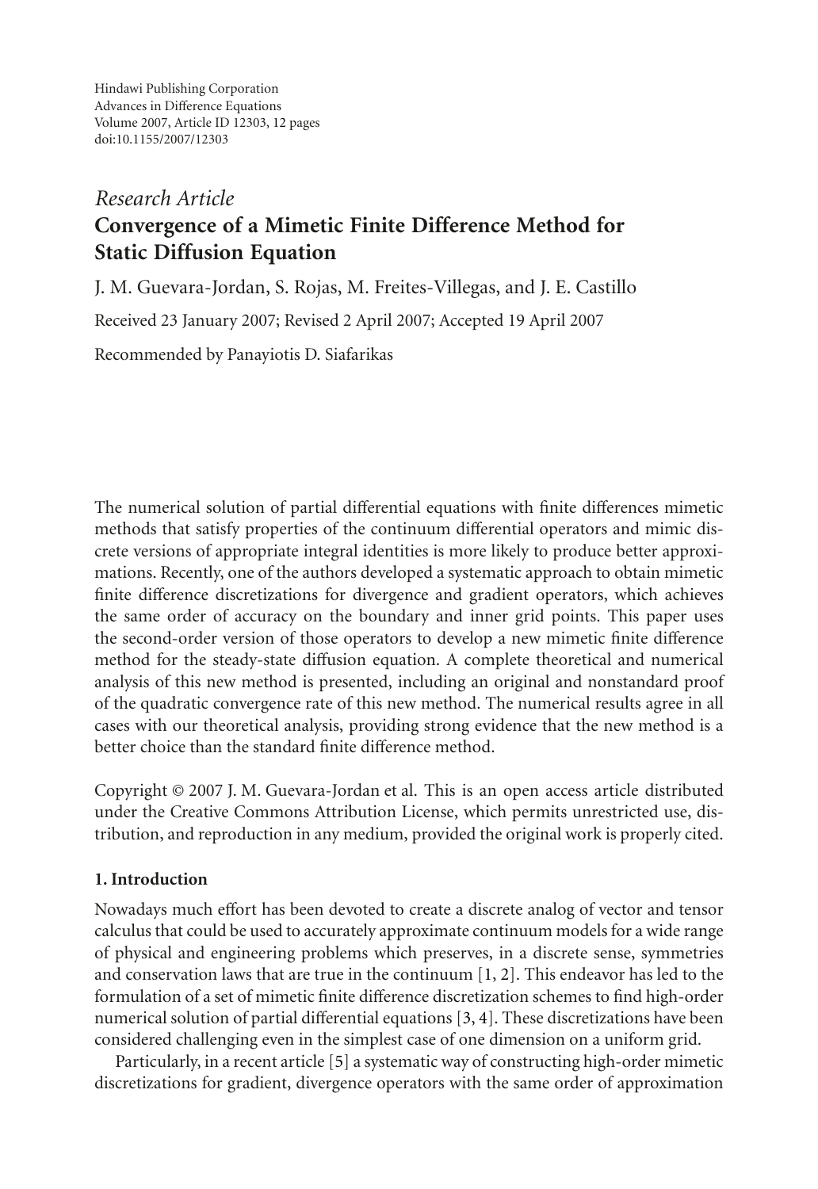*Research Article*

# Convergence of a Mimetic Finite Difference Method for Static Diffusion Equation

J. M. Guevara-Jordan, S. Rojas, M. Freites-Villegas, and J. E. Castillo

Received 23 January 2007; Revised 2 April 2007; Accepted 19 April 2007

Recommended by Panayiotis D. Siafarikas

The numerical solution of partial differential equations with finite differences mimetic methods that satisfy properties of the continuum differential operators and mimic discrete versions of appropriate integral identities is more likely to produce better approximations. Recently, one of the authors developed a systematic approach to obtain mimetic finite difference discretizations for divergence and gradient operators, which achieves the same order of accuracy on the boundary and inner grid points. This paper uses the second-order version of those operators to develop a new mimetic finite difference method for the steady-state diffusion equation. A complete theoretical and numerical analysis of this new method is presented, including an original and nonstandard proof of the quadratic convergence rate of this new method. The numerical results agree in all cases with our theoretical analysis, providing strong evidence that the new method is a better choice than the standard finite difference method.

Copyright © 2007 J. M. Guevara-Jordan et al. This is an open access article distributed under the Creative Commons Attribution License, which permits unrestricted use, distribution, and reproduction in any medium, provided the original work is properly cited.

## 1. Introduction

Nowadays much effort has been devoted to create a discrete analog of vector and tensor calculus that could be used to accurately approximate continuum models for a wide range of physical and engineering problems which preserves, in a discrete sense, symmetries and conservation laws that are true in the continuum [1, 2]. This endeavor has led to the formulation of a set of mimetic finite difference discretization schemes to find high-order numerical solution of partial differential equations [3, 4]. These discretizations have been considered challenging even in the simplest case of one dimension on a uniform grid.

Particularly, in a recent article [5] a systematic way of constructing high-order mimetic discretizations for gradient, divergence operators with the same order of approximation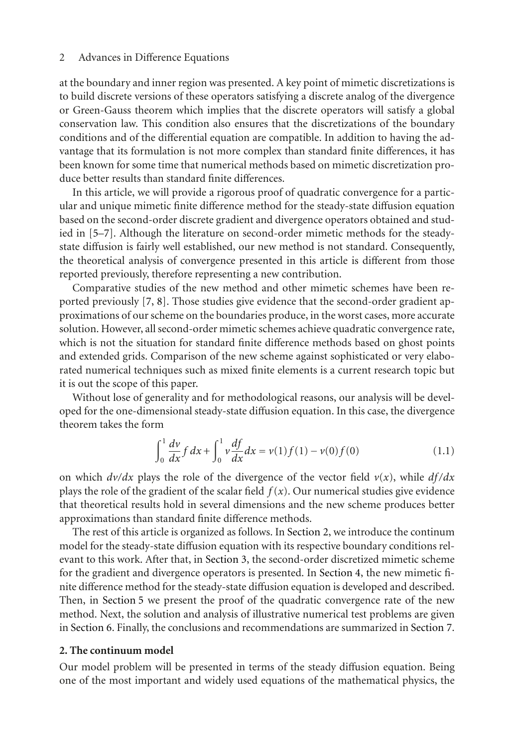at the boundary and inner region was presented. A key point of mimetic discretizations is to build discrete versions of these operators satisfying a discrete analog of the divergence or Green-Gauss theorem which implies that the discrete operators will satisfy a global conservation law. This condition also ensures that the discretizations of the boundary conditions and of the differential equation are compatible. In addition to having the advantage that its formulation is not more complex than standard finite differences, it has been known for some time that numerical methods based on mimetic discretization produce better results than standard finite differences.

In this article, we will provide a rigorous proof of quadratic convergence for a particular and unique mimetic finite difference method for the steady-state diffusion equation based on the second-order discrete gradient and divergence operators obtained and studied in [5–7]. Although the literature on second-order mimetic methods for the steady-state diffusion is fairly well established, our new method is not standard. Consequently, the theoretical analysis of convergence presented in this article is different from those reported previously, therefore representing a new contribution.

Comparative studies of the new method and other mimetic schemes have been reported previously [7, 8]. Those studies give evidence that the second-order gradient approximations of our scheme on the boundaries produce, in the worst cases, more accurate solution. However, all second-order mimetic schemes achieve quadratic convergence rate, which is not the situation for standard finite difference methods based on ghost points and extended grids. Comparison of the new scheme against sophisticated or very elaborated numerical techniques such as mixed finite elements is a current research topic but it is out the scope of this paper.

Without lose of generality and for methodological reasons, our analysis will be developed for the one-dimensional steady-state diffusion equation. In this case, the divergence theorem takes the form

$$\int_0^1 \frac{dv}{dx} f\, dx + \int_0^1 v \frac{df}{dx} dx = v(1)f(1) - v(0)f(0) \tag{1.1}$$

on which $dv/dx$ plays the role of the divergence of the vector field $v(x)$, while $df/dx$ plays the role of the gradient of the scalar field $f(x)$. Our numerical studies give evidence that theoretical results hold in several dimensions and the new scheme produces better approximations than standard finite difference methods.

The rest of this article is organized as follows. In Section 2, we introduce the continuum model for the steady-state diffusion equation with its respective boundary conditions relevant to this work. After that, in Section 3, the second-order discretized mimetic scheme for the gradient and divergence operators is presented. In Section 4, the new mimetic finite difference method for the steady-state diffusion equation is developed and described. Then, in Section 5 we present the proof of the quadratic convergence rate of the new method. Next, the solution and analysis of illustrative numerical test problems are given in Section 6. Finally, the conclusions and recommendations are summarized in Section 7.

## 2. The continuum model

Our model problem will be presented in terms of the steady diffusion equation. Being one of the most important and widely used equations of the mathematical physics, the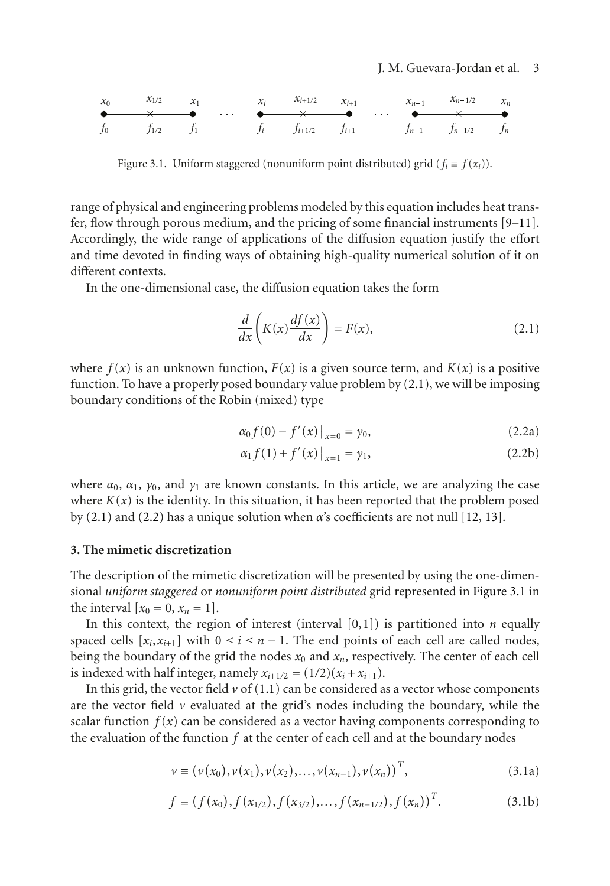Figure 3.1. Uniform staggered (nonuniform point distributed) grid ($f_i \equiv f(x_i)$).

range of physical and engineering problems modeled by this equation includes heat transfer, flow through porous medium, and the pricing of some financial instruments [9–11]. Accordingly, the wide range of applications of the diffusion equation justify the effort and time devoted in finding ways of obtaining high-quality numerical solution of it on different contexts.

In the one-dimensional case, the diffusion equation takes the form

$$\frac{d}{dx}\left(K(x)\frac{df(x)}{dx}\right) = F(x), \tag{2.1}$$

where $f(x)$ is an unknown function, $F(x)$ is a given source term, and $K(x)$ is a positive function. To have a properly posed boundary value problem by (2.1), we will be imposing boundary conditions of the Robin (mixed) type

$$\alpha_0 f(0) - f'(x)\big|_{x=0} = \gamma_0, \tag{2.2a}$$

$$\alpha_1 f(1) + f'(x)\big|_{x=1} = \gamma_1, \tag{2.2b}$$

where $\alpha_0$, $\alpha_1$, $\gamma_0$, and $\gamma_1$ are known constants. In this article, we are analyzing the case where $K(x)$ is the identity. In this situation, it has been reported that the problem posed by (2.1) and (2.2) has a unique solution when $\alpha$'s coefficients are not null [12, 13].

## 3. The mimetic discretization

The description of the mimetic discretization will be presented by using the one-dimensional *uniform staggered* or *nonuniform point distributed* grid represented in Figure 3.1 in the interval $[x_0 = 0, x_n = 1]$.

In this context, the region of interest (interval $[0,1]$) is partitioned into $n$ equally spaced cells $[x_i, x_{i+1}]$ with $0 \le i \le n-1$. The end points of each cell are called nodes, being the boundary of the grid the nodes $x_0$ and $x_n$, respectively. The center of each cell is indexed with half integer, namely $x_{i+1/2} = (1/2)(x_i + x_{i+1})$.

In this grid, the vector field $v$ of (1.1) can be considered as a vector whose components are the vector field $v$ evaluated at the grid's nodes including the boundary, while the scalar function $f(x)$ can be considered as a vector having components corresponding to the evaluation of the function $f$ at the center of each cell and at the boundary nodes

$$v \equiv \left(v(x_0), v(x_1), v(x_2), \ldots, v(x_{n-1}), v(x_n)\right)^T, \tag{3.1a}$$

$$f \equiv \left(f(x_0), f(x_{1/2}), f(x_{3/2}), \ldots, f(x_{n-1/2}), f(x_n)\right)^T. \tag{3.1b}$$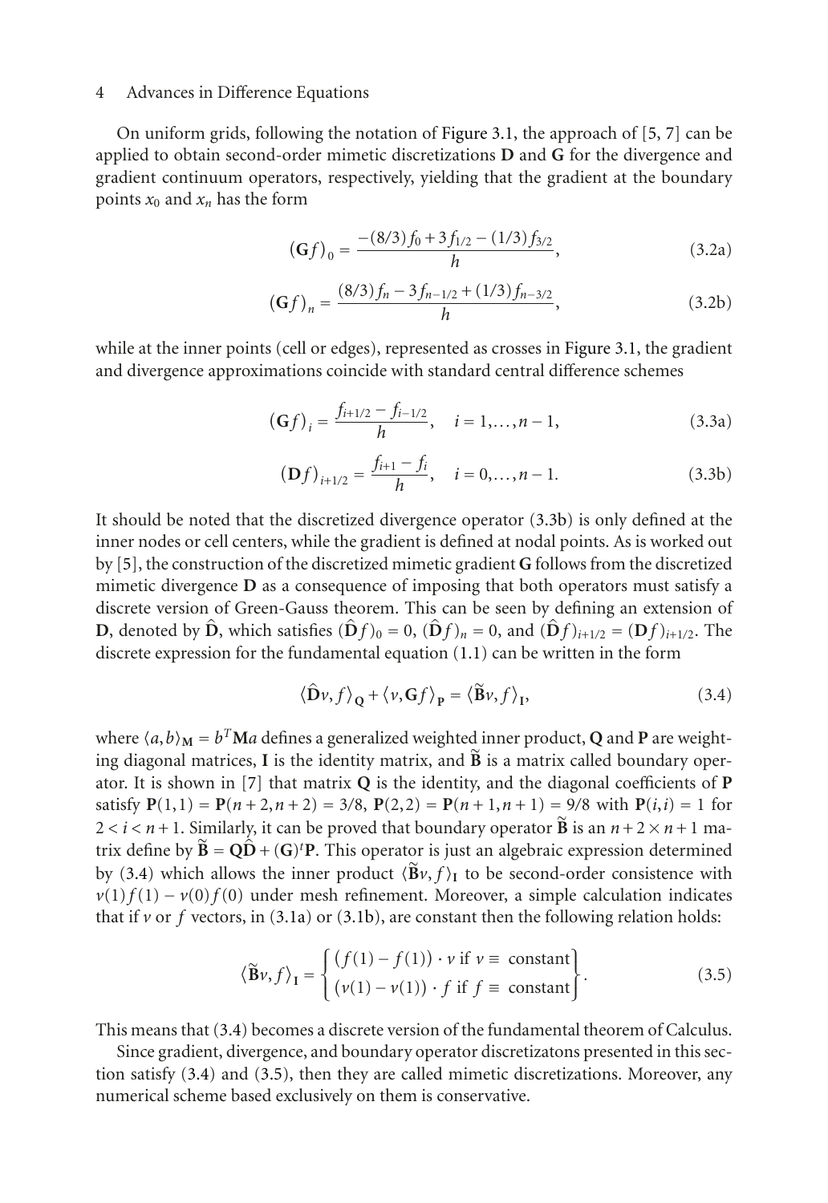On uniform grids, following the notation of Figure 3.1, the approach of [5, 7] can be applied to obtain second-order mimetic discretizations $\mathbf{D}$ and $\mathbf{G}$ for the divergence and gradient continuum operators, respectively, yielding that the gradient at the boundary points $x_0$ and $x_n$ has the form

$$(\mathbf{G}f)_0 = \frac{-(8/3)f_0 + 3f_{1/2} - (1/3)f_{3/2}}{h}, \tag{3.2a}$$

$$(\mathbf{G}f)_n = \frac{(8/3)f_n - 3f_{n-1/2} + (1/3)f_{n-3/2}}{h}, \tag{3.2b}$$

while at the inner points (cell or edges), represented as crosses in Figure 3.1, the gradient and divergence approximations coincide with standard central difference schemes

$$(\mathbf{G}f)_i = \frac{f_{i+1/2} - f_{i-1/2}}{h}, \quad i = 1, \ldots, n-1, \tag{3.3a}$$

$$(\mathbf{D}f)_{i+1/2} = \frac{f_{i+1} - f_i}{h}, \quad i = 0, \ldots, n-1. \tag{3.3b}$$

It should be noted that the discretized divergence operator (3.3b) is only defined at the inner nodes or cell centers, while the gradient is defined at nodal points. As is worked out by [5], the construction of the discretized mimetic gradient $\mathbf{G}$ follows from the discretized mimetic divergence $\mathbf{D}$ as a consequence of imposing that both operators must satisfy a discrete version of Green-Gauss theorem. This can be seen by defining an extension of $\mathbf{D}$, denoted by $\hat{\mathbf{D}}$, which satisfies $(\hat{\mathbf{D}}f)_0 = 0$, $(\hat{\mathbf{D}}f)_n = 0$, and $(\hat{\mathbf{D}}f)_{i+1/2} = (\mathbf{D}f)_{i+1/2}$. The discrete expression for the fundamental equation (1.1) can be written in the form

$$\langle \hat{\mathbf{D}}v, f \rangle_{\mathbf{Q}} + \langle v, \mathbf{G}f \rangle_{\mathbf{P}} = \langle \widetilde{\mathbf{B}}v, f \rangle_{\mathbf{I}}, \tag{3.4}$$

where $\langle a, b \rangle_{\mathbf{M}} = b^T \mathbf{M} a$ defines a generalized weighted inner product, $\mathbf{Q}$ and $\mathbf{P}$ are weighting diagonal matrices, $\mathbf{I}$ is the identity matrix, and $\widetilde{\mathbf{B}}$ is a matrix called boundary operator. It is shown in [7] that matrix $\mathbf{Q}$ is the identity, and the diagonal coefficients of $\mathbf{P}$ satisfy $\mathbf{P}(1,1) = \mathbf{P}(n+2, n+2) = 3/8$, $\mathbf{P}(2,2) = \mathbf{P}(n+1, n+1) = 9/8$ with $\mathbf{P}(i,i) = 1$ for $2 < i < n+1$. Similarly, it can be proved that boundary operator $\widetilde{\mathbf{B}}$ is an $n+2 \times n+1$ matrix define by $\widetilde{\mathbf{B}} = \mathbf{Q}\hat{\mathbf{D}} + (\mathbf{G})^t \mathbf{P}$. This operator is just an algebraic expression determined by (3.4) which allows the inner product $\langle \widetilde{\mathbf{B}}v, f \rangle_{\mathbf{I}}$ to be second-order consistence with $v(1)f(1) - v(0)f(0)$ under mesh refinement. Moreover, a simple calculation indicates that if $v$ or $f$ vectors, in (3.1a) or (3.1b), are constant then the following relation holds:

$$\langle \widetilde{\mathbf{B}}v, f \rangle_{\mathbf{I}} = \left\{ \begin{array}{l} (f(1) - f(1)) \cdot v \text{ if } v \equiv \text{ constant} \\ (v(1) - v(1)) \cdot f \text{ if } f \equiv \text{ constant} \end{array} \right\}. \tag{3.5}$$

This means that (3.4) becomes a discrete version of the fundamental theorem of Calculus.

Since gradient, divergence, and boundary operator discretizatons presented in this section satisfy (3.4) and (3.5), then they are called mimetic discretizations. Moreover, any numerical scheme based exclusively on them is conservative.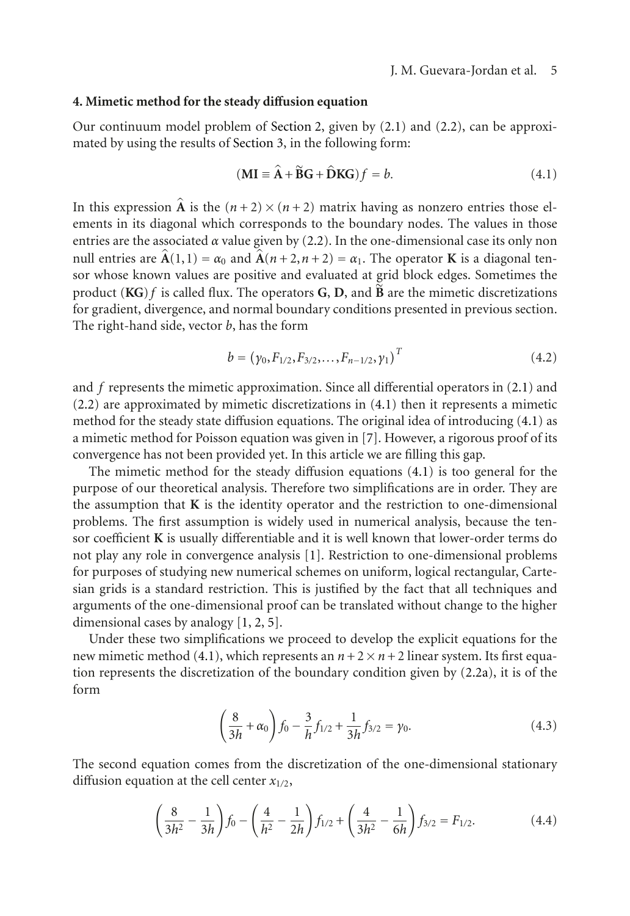## 4. Mimetic method for the steady diffusion equation

Our continuum model problem of Section 2, given by (2.1) and (2.2), can be approximated by using the results of Section 3, in the following form:

$$(\mathbf{MI} \equiv \hat{\mathbf{A}} + \tilde{\mathbf{B}}\mathbf{G} + \hat{\mathbf{D}}\mathbf{K}\mathbf{G})f = b. \tag{4.1}$$

In this expression $\hat{\mathbf{A}}$ is the $(n+2) \times (n+2)$ matrix having as nonzero entries those elements in its diagonal which corresponds to the boundary nodes. The values in those entries are the associated $\alpha$ value given by (2.2). In the one-dimensional case its only non null entries are $\hat{\mathbf{A}}(1,1) = \alpha_0$ and $\hat{\mathbf{A}}(n+2, n+2) = \alpha_1$. The operator $\mathbf{K}$ is a diagonal tensor whose known values are positive and evaluated at grid block edges. Sometimes the product $(\mathbf{KG})f$ is called flux. The operators $\mathbf{G}$, $\mathbf{D}$, and $\tilde{\mathbf{B}}$ are the mimetic discretizations for gradient, divergence, and normal boundary conditions presented in previous section. The right-hand side, vector $b$, has the form

$$b = \left(\gamma_0, F_{1/2}, F_{3/2}, \ldots, F_{n-1/2}, \gamma_1\right)^T \tag{4.2}$$

and $f$ represents the mimetic approximation. Since all differential operators in (2.1) and (2.2) are approximated by mimetic discretizations in (4.1) then it represents a mimetic method for the steady state diffusion equations. The original idea of introducing (4.1) as a mimetic method for Poisson equation was given in [7]. However, a rigorous proof of its convergence has not been provided yet. In this article we are filling this gap.

The mimetic method for the steady diffusion equations (4.1) is too general for the purpose of our theoretical analysis. Therefore two simplifications are in order. They are the assumption that $\mathbf{K}$ is the identity operator and the restriction to one-dimensional problems. The first assumption is widely used in numerical analysis, because the tensor coefficient $\mathbf{K}$ is usually differentiable and it is well known that lower-order terms do not play any role in convergence analysis [1]. Restriction to one-dimensional problems for purposes of studying new numerical schemes on uniform, logical rectangular, Cartesian grids is a standard restriction. This is justified by the fact that all techniques and arguments of the one-dimensional proof can be translated without change to the higher dimensional cases by analogy [1, 2, 5].

Under these two simplifications we proceed to develop the explicit equations for the new mimetic method (4.1), which represents an $n+2 \times n+2$ linear system. Its first equation represents the discretization of the boundary condition given by (2.2a), it is of the form

$$\left(\frac{8}{3h} + \alpha_0\right) f_0 - \frac{3}{h} f_{1/2} + \frac{1}{3h} f_{3/2} = \gamma_0. \tag{4.3}$$

The second equation comes from the discretization of the one-dimensional stationary diffusion equation at the cell center $x_{1/2}$,

$$\left(\frac{8}{3h^2} - \frac{1}{3h}\right) f_0 - \left(\frac{4}{h^2} - \frac{1}{2h}\right) f_{1/2} + \left(\frac{4}{3h^2} - \frac{1}{6h}\right) f_{3/2} = F_{1/2}. \tag{4.4}$$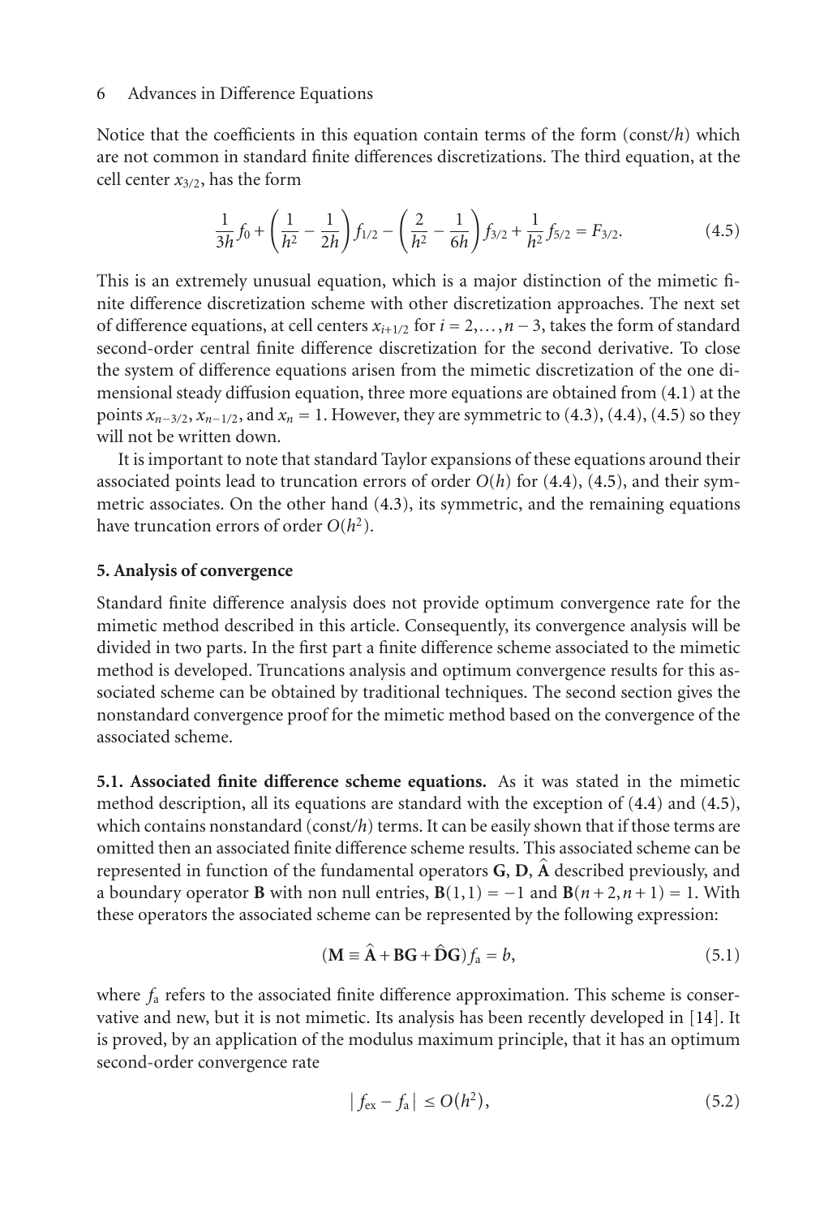Notice that the coefficients in this equation contain terms of the form (const/$h$) which are not common in standard finite differences discretizations. The third equation, at the cell center $x_{3/2}$, has the form

$$\frac{1}{3h}f_0 + \left(\frac{1}{h^2} - \frac{1}{2h}\right)f_{1/2} - \left(\frac{2}{h^2} - \frac{1}{6h}\right)f_{3/2} + \frac{1}{h^2}f_{5/2} = F_{3/2}. \tag{4.5}$$

This is an extremely unusual equation, which is a major distinction of the mimetic finite difference discretization scheme with other discretization approaches. The next set of difference equations, at cell centers $x_{i+1/2}$ for $i = 2, \ldots, n-3$, takes the form of standard second-order central finite difference discretization for the second derivative. To close the system of difference equations arisen from the mimetic discretization of the one dimensional steady diffusion equation, three more equations are obtained from (4.1) at the points $x_{n-3/2}$, $x_{n-1/2}$, and $x_n = 1$. However, they are symmetric to (4.3), (4.4), (4.5) so they will not be written down.

It is important to note that standard Taylor expansions of these equations around their associated points lead to truncation errors of order $O(h)$ for (4.4), (4.5), and their symmetric associates. On the other hand (4.3), its symmetric, and the remaining equations have truncation errors of order $O(h^2)$.

## 5. Analysis of convergence

Standard finite difference analysis does not provide optimum convergence rate for the mimetic method described in this article. Consequently, its convergence analysis will be divided in two parts. In the first part a finite difference scheme associated to the mimetic method is developed. Truncations analysis and optimum convergence results for this associated scheme can be obtained by traditional techniques. The second section gives the nonstandard convergence proof for the mimetic method based on the convergence of the associated scheme.

**5.1. Associated finite difference scheme equations.** As it was stated in the mimetic method description, all its equations are standard with the exception of (4.4) and (4.5), which contains nonstandard (const/$h$) terms. It can be easily shown that if those terms are omitted then an associated finite difference scheme results. This associated scheme can be represented in function of the fundamental operators $\mathbf{G}$, $\mathbf{D}$, $\widehat{\mathbf{A}}$ described previously, and a boundary operator $\mathbf{B}$ with non null entries, $\mathbf{B}(1,1) = -1$ and $\mathbf{B}(n+2, n+1) = 1$. With these operators the associated scheme can be represented by the following expression:

$$(\mathbf{M} \equiv \widehat{\mathbf{A}} + \mathbf{B}\mathbf{G} + \widehat{\mathbf{D}}\mathbf{G})f_{\mathrm{a}} = b, \tag{5.1}$$

where $f_{\mathrm{a}}$ refers to the associated finite difference approximation. This scheme is conservative and new, but it is not mimetic. Its analysis has been recently developed in [14]. It is proved, by an application of the modulus maximum principle, that it has an optimum second-order convergence rate

$$|f_{\mathrm{ex}} - f_{\mathrm{a}}| \le O(h^2), \tag{5.2}$$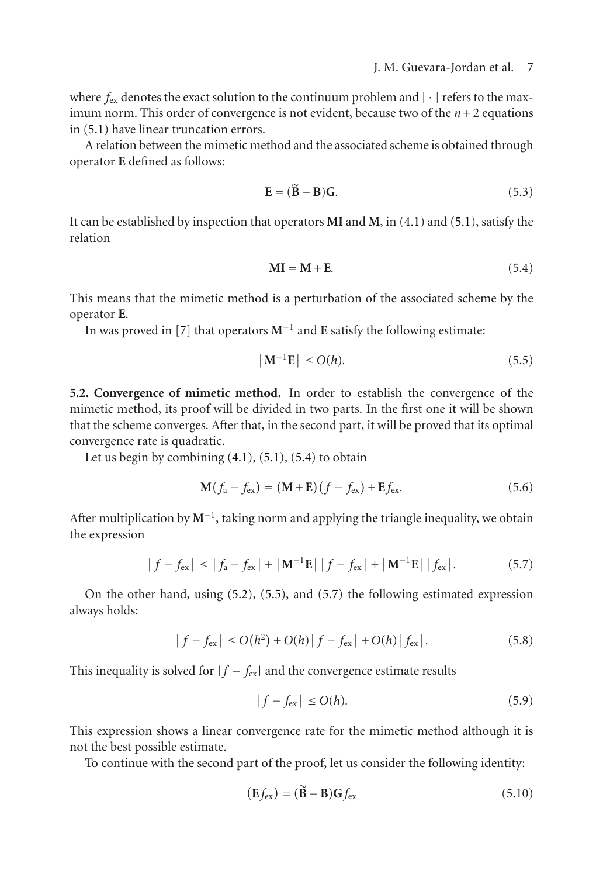where $f_{ex}$ denotes the exact solution to the continuum problem and $|\cdot|$ refers to the maximum norm. This order of convergence is not evident, because two of the $n+2$ equations in (5.1) have linear truncation errors.

A relation between the mimetic method and the associated scheme is obtained through operator $\mathbf{E}$ defined as follows:

$$\mathbf{E} = (\widetilde{\mathbf{B}} - \mathbf{B})\mathbf{G}. \tag{5.3}$$

It can be established by inspection that operators $\mathbf{MI}$ and $\mathbf{M}$, in (4.1) and (5.1), satisfy the relation

$$\mathbf{MI} = \mathbf{M} + \mathbf{E}. \tag{5.4}$$

This means that the mimetic method is a perturbation of the associated scheme by the operator $\mathbf{E}$.

In was proved in [7] that operators $\mathbf{M}^{-1}$ and $\mathbf{E}$ satisfy the following estimate:

$$|\mathbf{M}^{-1}\mathbf{E}| \leq O(h). \tag{5.5}$$

**5.2. Convergence of mimetic method.** In order to establish the convergence of the mimetic method, its proof will be divided in two parts. In the first one it will be shown that the scheme converges. After that, in the second part, it will be proved that its optimal convergence rate is quadratic.

Let us begin by combining (4.1), (5.1), (5.4) to obtain

$$\mathbf{M}(f_a - f_{ex}) = (\mathbf{M} + \mathbf{E})(f - f_{ex}) + \mathbf{E} f_{ex}. \tag{5.6}$$

After multiplication by $\mathbf{M}^{-1}$, taking norm and applying the triangle inequality, we obtain the expression

$$|f - f_{ex}| \leq |f_a - f_{ex}| + |\mathbf{M}^{-1}\mathbf{E}|\,|f - f_{ex}| + |\mathbf{M}^{-1}\mathbf{E}|\,|f_{ex}|. \tag{5.7}$$

On the other hand, using (5.2), (5.5), and (5.7) the following estimated expression always holds:

$$|f - f_{ex}| \leq O(h^2) + O(h)|f - f_{ex}| + O(h)|f_{ex}|. \tag{5.8}$$

This inequality is solved for $|f - f_{ex}|$ and the convergence estimate results

$$|f - f_{ex}| \leq O(h). \tag{5.9}$$

This expression shows a linear convergence rate for the mimetic method although it is not the best possible estimate.

To continue with the second part of the proof, let us consider the following identity:

$$(\mathbf{E} f_{ex}) = (\widetilde{\mathbf{B}} - \mathbf{B})\mathbf{G} f_{ex} \tag{5.10}$$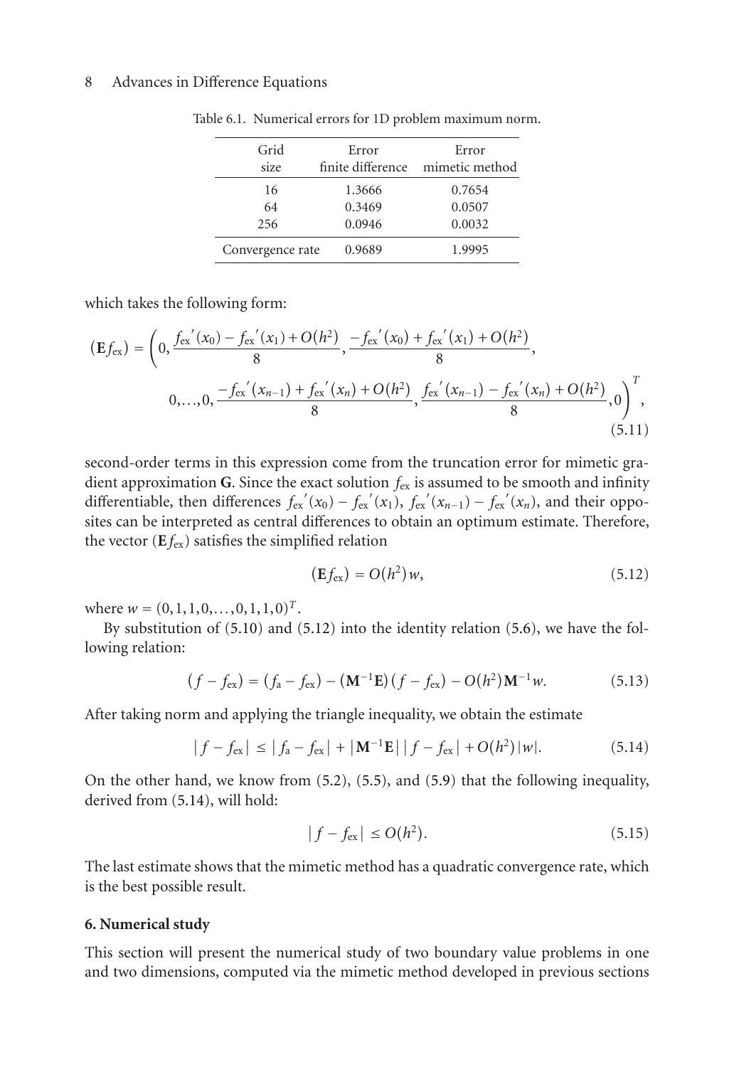Table 6.1. Numerical errors for 1D problem maximum norm.

| Grid size | Error finite difference | Error mimetic method |
|---|---|---|
| 16 | 1.3666 | 0.7654 |
| 64 | 0.3469 | 0.0507 |
| 256 | 0.0946 | 0.0032 |
| Convergence rate | 0.9689 | 1.9995 |

which takes the following form:

$$(\mathbf{E}f_{\text{ex}}) = \left(0, \frac{f_{\text{ex}}{}'(x_0) - f_{\text{ex}}{}'(x_1) + O(h^2)}{8}, \frac{-f_{\text{ex}}{}'(x_0) + f_{\text{ex}}{}'(x_1) + O(h^2)}{8},\right.$$
$$\left. 0,\ldots,0, \frac{-f_{\text{ex}}{}'(x_{n-1}) + f_{\text{ex}}{}'(x_n) + O(h^2)}{8}, \frac{f_{\text{ex}}{}'(x_{n-1}) - f_{\text{ex}}{}'(x_n) + O(h^2)}{8}, 0\right)^T, \tag{5.11}$$

second-order terms in this expression come from the truncation error for mimetic gradient approximation $\mathbf{G}$. Since the exact solution $f_{\text{ex}}$ is assumed to be smooth and infinity differentiable, then differences $f_{\text{ex}}{}'(x_0) - f_{\text{ex}}{}'(x_1)$, $f_{\text{ex}}{}'(x_{n-1}) - f_{\text{ex}}{}'(x_n)$, and their opposites can be interpreted as central differences to obtain an optimum estimate. Therefore, the vector $(\mathbf{E}f_{\text{ex}})$ satisfies the simplified relation

$$(\mathbf{E}f_{\text{ex}}) = O(h^2)w, \tag{5.12}$$

where $w = (0,1,1,0,\ldots,0,1,1,0)^T$.

By substitution of (5.10) and (5.12) into the identity relation (5.6), we have the following relation:

$$(f - f_{\text{ex}}) = (f_{\text{a}} - f_{\text{ex}}) - (\mathbf{M}^{-1}\mathbf{E})(f - f_{\text{ex}}) - O(h^2)\mathbf{M}^{-1}w. \tag{5.13}$$

After taking norm and applying the triangle inequality, we obtain the estimate

$$|f - f_{\text{ex}}| \le |f_{\text{a}} - f_{\text{ex}}| + |\mathbf{M}^{-1}\mathbf{E}|\,|f - f_{\text{ex}}| + O(h^2)|w|. \tag{5.14}$$

On the other hand, we know from (5.2), (5.5), and (5.9) that the following inequality, derived from (5.14), will hold:

$$|f - f_{\text{ex}}| \le O(h^2). \tag{5.15}$$

The last estimate shows that the mimetic method has a quadratic convergence rate, which is the best possible result.

## 6. Numerical study

This section will present the numerical study of two boundary value problems in one and two dimensions, computed via the mimetic method developed in previous sections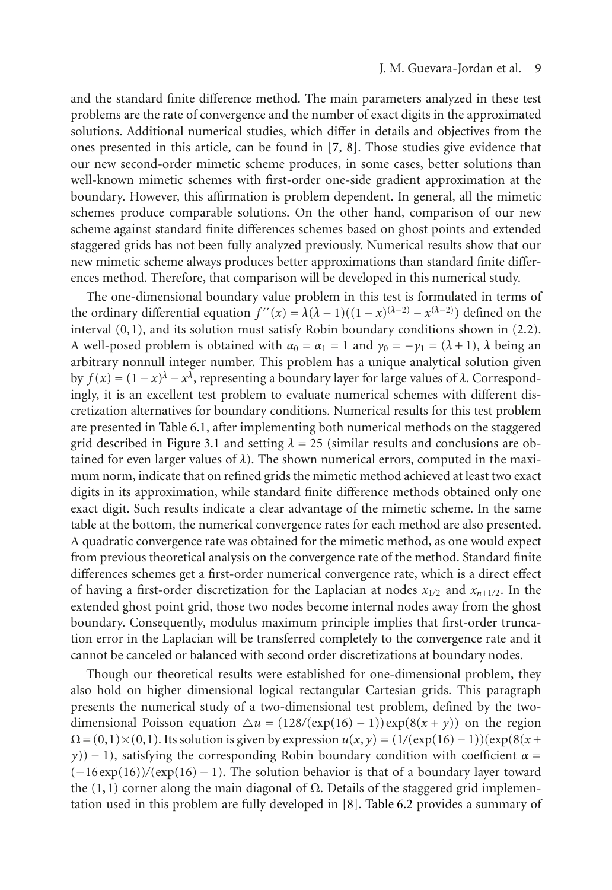and the standard finite difference method. The main parameters analyzed in these test problems are the rate of convergence and the number of exact digits in the approximated solutions. Additional numerical studies, which differ in details and objectives from the ones presented in this article, can be found in [7, 8]. Those studies give evidence that our new second-order mimetic scheme produces, in some cases, better solutions than well-known mimetic schemes with first-order one-side gradient approximation at the boundary. However, this affirmation is problem dependent. In general, all the mimetic schemes produce comparable solutions. On the other hand, comparison of our new scheme against standard finite differences schemes based on ghost points and extended staggered grids has not been fully analyzed previously. Numerical results show that our new mimetic scheme always produces better approximations than standard finite differences method. Therefore, that comparison will be developed in this numerical study.

The one-dimensional boundary value problem in this test is formulated in terms of the ordinary differential equation $f''(x) = \lambda(\lambda-1)((1-x)^{(\lambda-2)} - x^{(\lambda-2)})$ defined on the interval $(0,1)$, and its solution must satisfy Robin boundary conditions shown in (2.2). A well-posed problem is obtained with $\alpha_0 = \alpha_1 = 1$ and $\gamma_0 = -\gamma_1 = (\lambda+1)$, $\lambda$ being an arbitrary nonnull integer number. This problem has a unique analytical solution given by $f(x) = (1-x)^{\lambda} - x^{\lambda}$, representing a boundary layer for large values of $\lambda$. Correspondingly, it is an excellent test problem to evaluate numerical schemes with different discretization alternatives for boundary conditions. Numerical results for this test problem are presented in Table 6.1, after implementing both numerical methods on the staggered grid described in Figure 3.1 and setting $\lambda = 25$ (similar results and conclusions are obtained for even larger values of $\lambda$). The shown numerical errors, computed in the maximum norm, indicate that on refined grids the mimetic method achieved at least two exact digits in its approximation, while standard finite difference methods obtained only one exact digit. Such results indicate a clear advantage of the mimetic scheme. In the same table at the bottom, the numerical convergence rates for each method are also presented. A quadratic convergence rate was obtained for the mimetic method, as one would expect from previous theoretical analysis on the convergence rate of the method. Standard finite differences schemes get a first-order numerical convergence rate, which is a direct effect of having a first-order discretization for the Laplacian at nodes $x_{1/2}$ and $x_{n+1/2}$. In the extended ghost point grid, those two nodes become internal nodes away from the ghost boundary. Consequently, modulus maximum principle implies that first-order truncation error in the Laplacian will be transferred completely to the convergence rate and it cannot be canceled or balanced with second order discretizations at boundary nodes.

Though our theoretical results were established for one-dimensional problem, they also hold on higher dimensional logical rectangular Cartesian grids. This paragraph presents the numerical study of a two-dimensional test problem, defined by the two-dimensional Poisson equation $\triangle u = (128/(\exp(16)-1))\exp(8(x+y))$ on the region $\Omega = (0,1)\times(0,1)$. Its solution is given by expression $u(x,y) = (1/(\exp(16)-1))(\exp(8(x+y))-1)$, satisfying the corresponding Robin boundary condition with coefficient $\alpha = (-16\exp(16))/(\exp(16)-1)$. The solution behavior is that of a boundary layer toward the $(1,1)$ corner along the main diagonal of $\Omega$. Details of the staggered grid implementation used in this problem are fully developed in [8]. Table 6.2 provides a summary of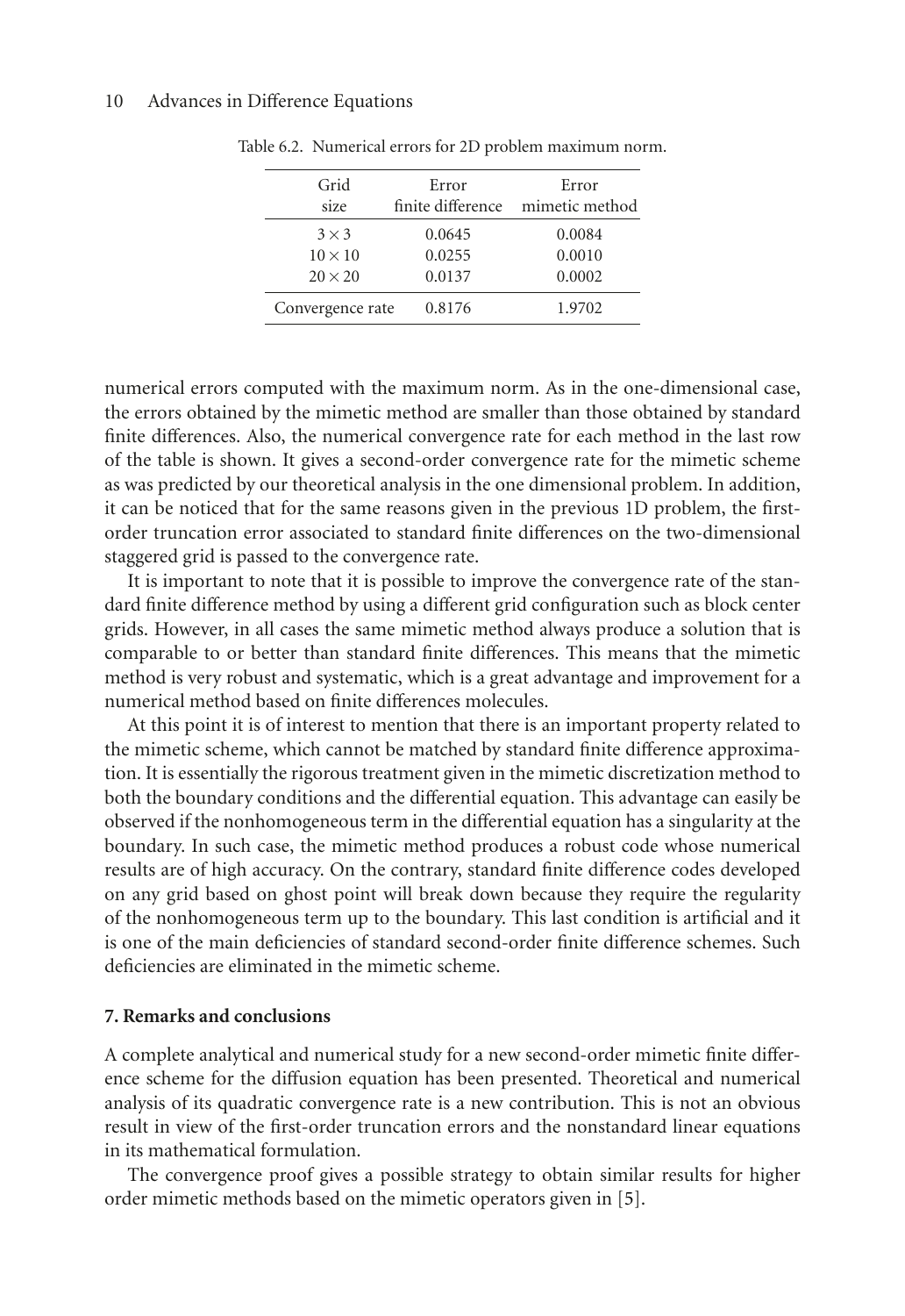Table 6.2. Numerical errors for 2D problem maximum norm.

| Grid size | Error finite difference | Error mimetic method |
|---|---|---|
| $3 \times 3$ | 0.0645 | 0.0084 |
| $10 \times 10$ | 0.0255 | 0.0010 |
| $20 \times 20$ | 0.0137 | 0.0002 |
| Convergence rate | 0.8176 | 1.9702 |

numerical errors computed with the maximum norm. As in the one-dimensional case, the errors obtained by the mimetic method are smaller than those obtained by standard finite differences. Also, the numerical convergence rate for each method in the last row of the table is shown. It gives a second-order convergence rate for the mimetic scheme as was predicted by our theoretical analysis in the one dimensional problem. In addition, it can be noticed that for the same reasons given in the previous 1D problem, the first-order truncation error associated to standard finite differences on the two-dimensional staggered grid is passed to the convergence rate.

It is important to note that it is possible to improve the convergence rate of the standard finite difference method by using a different grid configuration such as block center grids. However, in all cases the same mimetic method always produce a solution that is comparable to or better than standard finite differences. This means that the mimetic method is very robust and systematic, which is a great advantage and improvement for a numerical method based on finite differences molecules.

At this point it is of interest to mention that there is an important property related to the mimetic scheme, which cannot be matched by standard finite difference approximation. It is essentially the rigorous treatment given in the mimetic discretization method to both the boundary conditions and the differential equation. This advantage can easily be observed if the nonhomogeneous term in the differential equation has a singularity at the boundary. In such case, the mimetic method produces a robust code whose numerical results are of high accuracy. On the contrary, standard finite difference codes developed on any grid based on ghost point will break down because they require the regularity of the nonhomogeneous term up to the boundary. This last condition is artificial and it is one of the main deficiencies of standard second-order finite difference schemes. Such deficiencies are eliminated in the mimetic scheme.

## 7. Remarks and conclusions

A complete analytical and numerical study for a new second-order mimetic finite difference scheme for the diffusion equation has been presented. Theoretical and numerical analysis of its quadratic convergence rate is a new contribution. This is not an obvious result in view of the first-order truncation errors and the nonstandard linear equations in its mathematical formulation.

The convergence proof gives a possible strategy to obtain similar results for higher order mimetic methods based on the mimetic operators given in [5].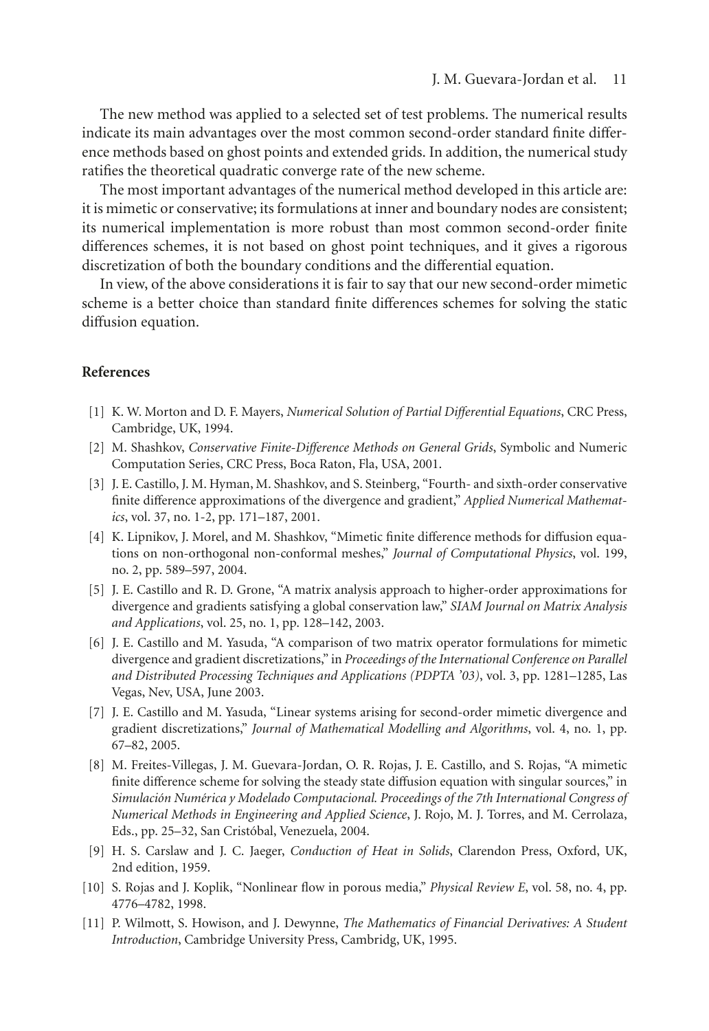The new method was applied to a selected set of test problems. The numerical results indicate its main advantages over the most common second-order standard finite difference methods based on ghost points and extended grids. In addition, the numerical study ratifies the theoretical quadratic converge rate of the new scheme.

The most important advantages of the numerical method developed in this article are: it is mimetic or conservative; its formulations at inner and boundary nodes are consistent; its numerical implementation is more robust than most common second-order finite differences schemes, it is not based on ghost point techniques, and it gives a rigorous discretization of both the boundary conditions and the differential equation.

In view, of the above considerations it is fair to say that our new second-order mimetic scheme is a better choice than standard finite differences schemes for solving the static diffusion equation.

## References

[1] K. W. Morton and D. F. Mayers, *Numerical Solution of Partial Differential Equations*, CRC Press, Cambridge, UK, 1994.

[2] M. Shashkov, *Conservative Finite-Difference Methods on General Grids*, Symbolic and Numeric Computation Series, CRC Press, Boca Raton, Fla, USA, 2001.

[3] J. E. Castillo, J. M. Hyman, M. Shashkov, and S. Steinberg, "Fourth- and sixth-order conservative finite difference approximations of the divergence and gradient," *Applied Numerical Mathematics*, vol. 37, no. 1-2, pp. 171–187, 2001.

[4] K. Lipnikov, J. Morel, and M. Shashkov, "Mimetic finite difference methods for diffusion equations on non-orthogonal non-conformal meshes," *Journal of Computational Physics*, vol. 199, no. 2, pp. 589–597, 2004.

[5] J. E. Castillo and R. D. Grone, "A matrix analysis approach to higher-order approximations for divergence and gradients satisfying a global conservation law," *SIAM Journal on Matrix Analysis and Applications*, vol. 25, no. 1, pp. 128–142, 2003.

[6] J. E. Castillo and M. Yasuda, "A comparison of two matrix operator formulations for mimetic divergence and gradient discretizations," in *Proceedings of the International Conference on Parallel and Distributed Processing Techniques and Applications (PDPTA '03)*, vol. 3, pp. 1281–1285, Las Vegas, Nev, USA, June 2003.

[7] J. E. Castillo and M. Yasuda, "Linear systems arising for second-order mimetic divergence and gradient discretizations," *Journal of Mathematical Modelling and Algorithms*, vol. 4, no. 1, pp. 67–82, 2005.

[8] M. Freites-Villegas, J. M. Guevara-Jordan, O. R. Rojas, J. E. Castillo, and S. Rojas, "A mimetic finite difference scheme for solving the steady state diffusion equation with singular sources," in *Simulación Numérica y Modelado Computacional. Proceedings of the 7th International Congress of Numerical Methods in Engineering and Applied Science*, J. Rojo, M. J. Torres, and M. Cerrolaza, Eds., pp. 25–32, San Cristóbal, Venezuela, 2004.

[9] H. S. Carslaw and J. C. Jaeger, *Conduction of Heat in Solids*, Clarendon Press, Oxford, UK, 2nd edition, 1959.

[10] S. Rojas and J. Koplik, "Nonlinear flow in porous media," *Physical Review E*, vol. 58, no. 4, pp. 4776–4782, 1998.

[11] P. Wilmott, S. Howison, and J. Dewynne, *The Mathematics of Financial Derivatives: A Student Introduction*, Cambridge University Press, Cambridg, UK, 1995.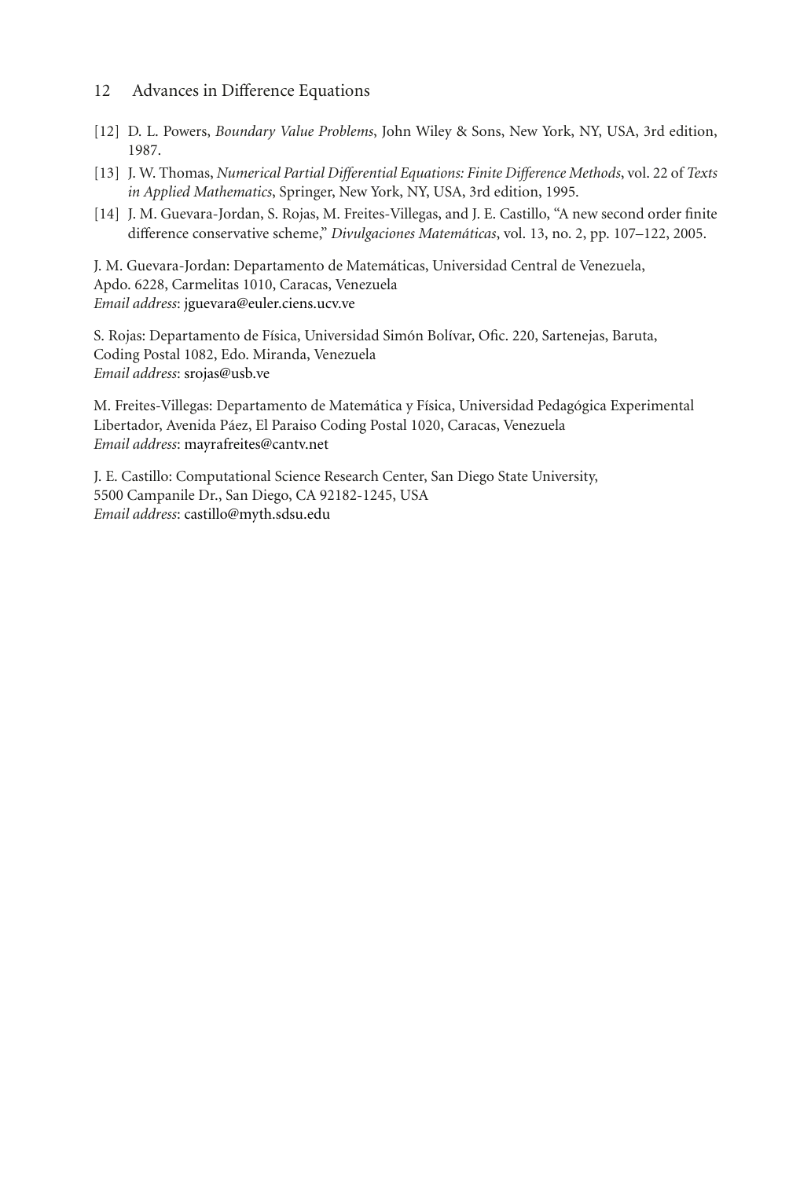[12] D. L. Powers, *Boundary Value Problems*, John Wiley & Sons, New York, NY, USA, 3rd edition, 1987.

[13] J. W. Thomas, *Numerical Partial Differential Equations: Finite Difference Methods*, vol. 22 of *Texts in Applied Mathematics*, Springer, New York, NY, USA, 3rd edition, 1995.

[14] J. M. Guevara-Jordan, S. Rojas, M. Freites-Villegas, and J. E. Castillo, "A new second order finite difference conservative scheme," *Divulgaciones Matemáticas*, vol. 13, no. 2, pp. 107–122, 2005.

J. M. Guevara-Jordan: Departamento de Matemáticas, Universidad Central de Venezuela, Apdo. 6228, Carmelitas 1010, Caracas, Venezuela
*Email address*: jguevara@euler.ciens.ucv.ve

S. Rojas: Departamento de Física, Universidad Simón Bolívar, Ofic. 220, Sartenejas, Baruta, Coding Postal 1082, Edo. Miranda, Venezuela
*Email address*: srojas@usb.ve

M. Freites-Villegas: Departamento de Matemática y Física, Universidad Pedagógica Experimental Libertador, Avenida Páez, El Paraiso Coding Postal 1020, Caracas, Venezuela
*Email address*: mayrafreites@cantv.net

J. E. Castillo: Computational Science Research Center, San Diego State University, 5500 Campanile Dr., San Diego, CA 92182-1245, USA
*Email address*: castillo@myth.sdsu.edu